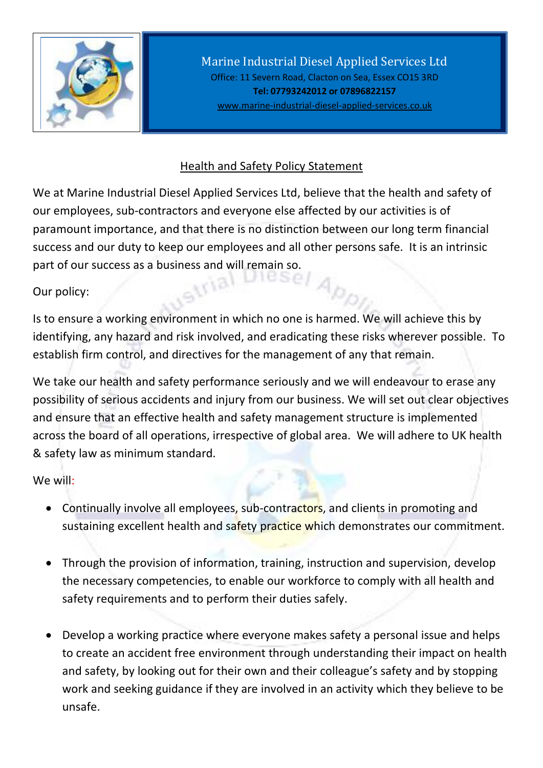Marine Industrial Diesel Applied Services Ltd
Office: 11 Severn Road, Clacton on Sea, Essex CO15 3RD
**Tel: 07793242012 or 07896822157**
www.marine-industrial-diesel-applied-services.co.uk

## Health and Safety Policy Statement

We at Marine Industrial Diesel Applied Services Ltd, believe that the health and safety of our employees, sub-contractors and everyone else affected by our activities is of paramount importance, and that there is no distinction between our long term financial success and our duty to keep our employees and all other persons safe. It is an intrinsic part of our success as a business and will remain so.

Our policy:

Is to ensure a working environment in which no one is harmed. We will achieve this by identifying, any hazard and risk involved, and eradicating these risks wherever possible. To establish firm control, and directives for the management of any that remain.

We take our health and safety performance seriously and we will endeavour to erase any possibility of serious accidents and injury from our business. We will set out clear objectives and ensure that an effective health and safety management structure is implemented across the board of all operations, irrespective of global area. We will adhere to UK health & safety law as minimum standard.

We will:

- Continually involve all employees, sub-contractors, and clients in promoting and sustaining excellent health and safety practice which demonstrates our commitment.

- Through the provision of information, training, instruction and supervision, develop the necessary competencies, to enable our workforce to comply with all health and safety requirements and to perform their duties safely.

- Develop a working practice where everyone makes safety a personal issue and helps to create an accident free environment through understanding their impact on health and safety, by looking out for their own and their colleague's safety and by stopping work and seeking guidance if they are involved in an activity which they believe to be unsafe.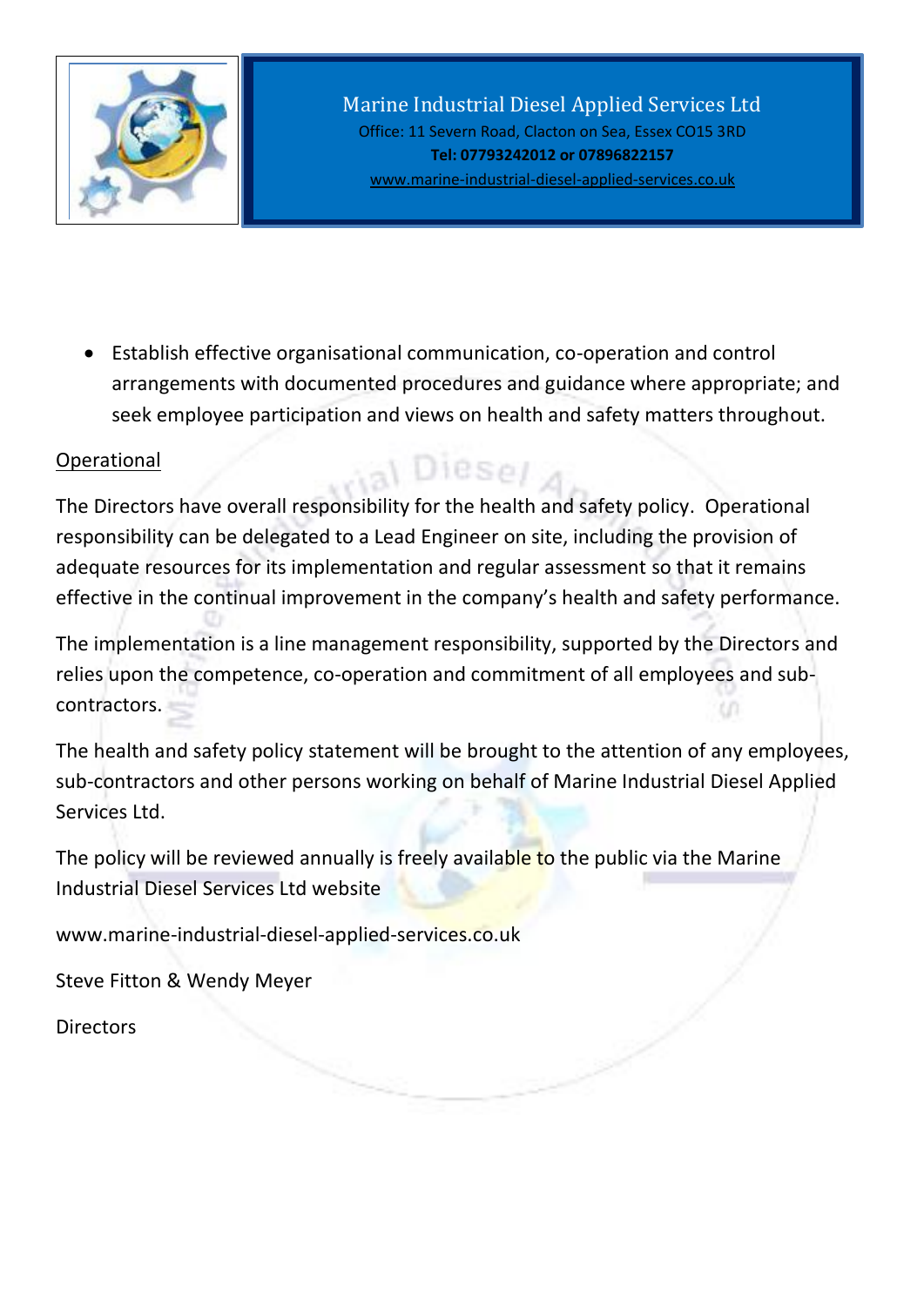- Establish effective organisational communication, co-operation and control arrangements with documented procedures and guidance where appropriate; and seek employee participation and views on health and safety matters throughout.

<u>Operational</u>

The Directors have overall responsibility for the health and safety policy. Operational responsibility can be delegated to a Lead Engineer on site, including the provision of adequate resources for its implementation and regular assessment so that it remains effective in the continual improvement in the company's health and safety performance.

The implementation is a line management responsibility, supported by the Directors and relies upon the competence, co-operation and commitment of all employees and sub-contractors.

The health and safety policy statement will be brought to the attention of any employees, sub-contractors and other persons working on behalf of Marine Industrial Diesel Applied Services Ltd.

The policy will be reviewed annually is freely available to the public via the Marine Industrial Diesel Services Ltd website

www.marine-industrial-diesel-applied-services.co.uk

Steve Fitton & Wendy Meyer

Directors